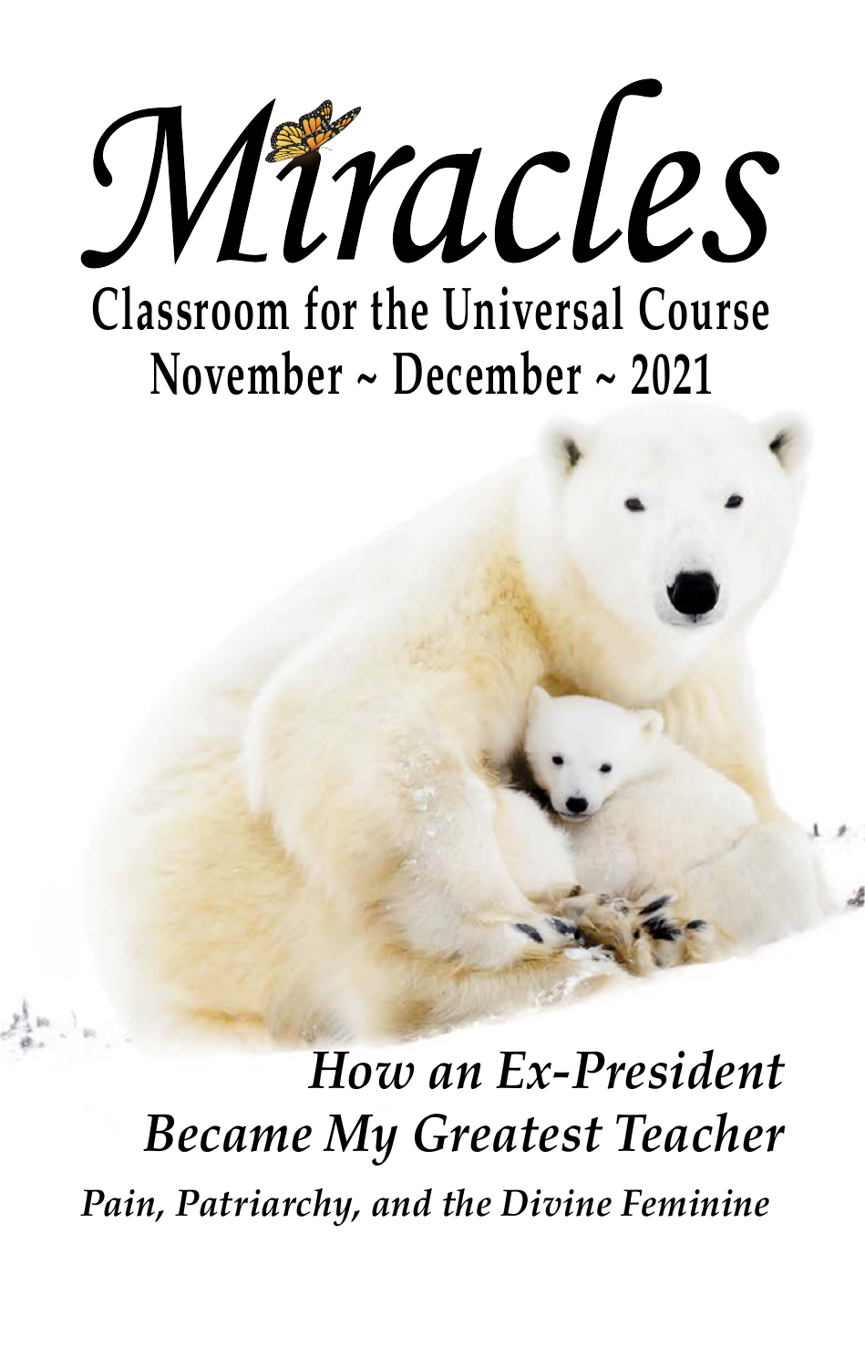# Miracles

## Classroom for the Universal Course

## November ~ December ~ 2021

*How an Ex-President Became My Greatest Teacher*

*Pain, Patriarchy, and the Divine Feminine*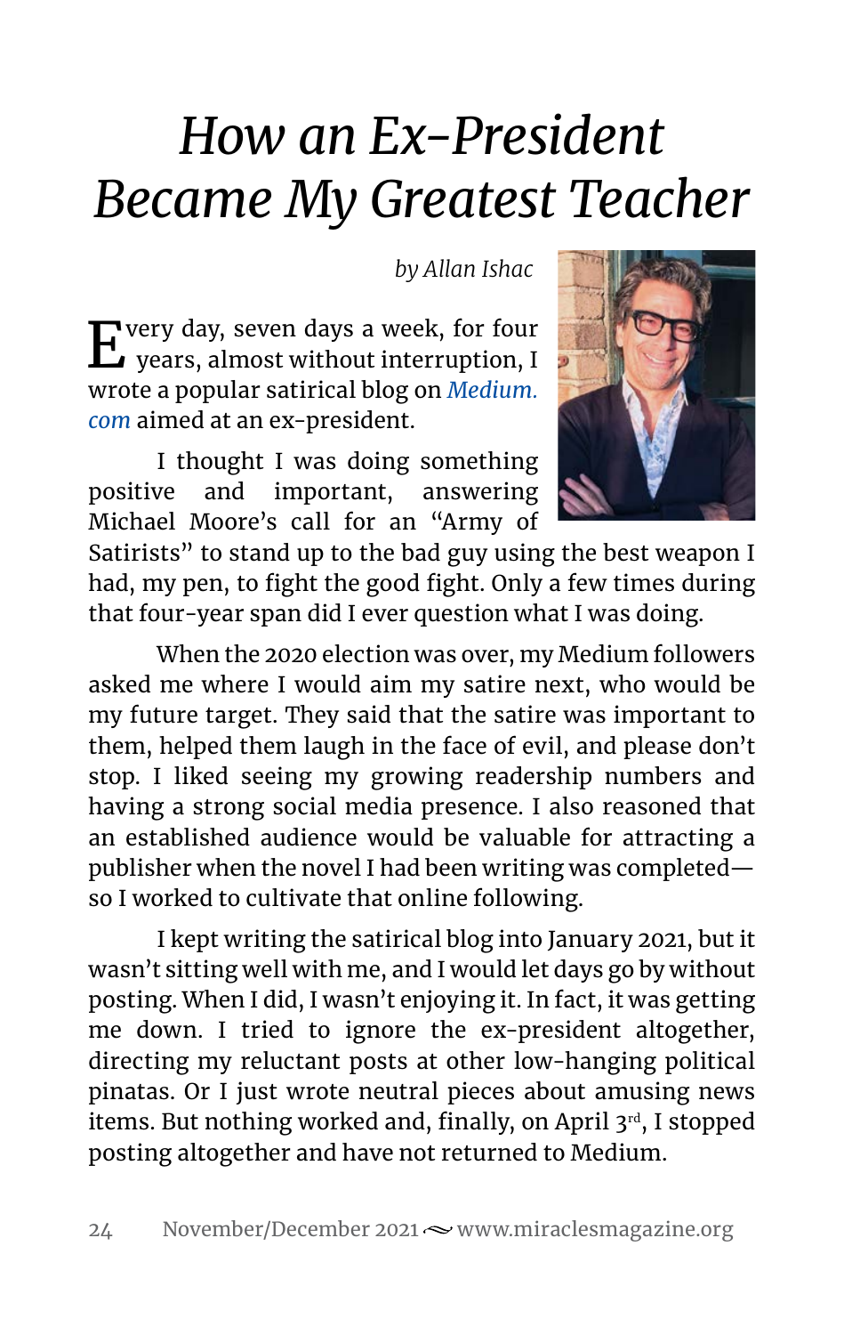# *How an Ex-President Became My Greatest Teacher*

*by Allan Ishac*

Every day, seven days a week, for four years, almost without interruption, I wrote a popular satirical blog on *Medium.com* aimed at an ex-president.

I thought I was doing something positive and important, answering Michael Moore's call for an "Army of Satirists" to stand up to the bad guy using the best weapon I had, my pen, to fight the good fight. Only a few times during that four-year span did I ever question what I was doing.

When the 2020 election was over, my Medium followers asked me where I would aim my satire next, who would be my future target. They said that the satire was important to them, helped them laugh in the face of evil, and please don't stop. I liked seeing my growing readership numbers and having a strong social media presence. I also reasoned that an established audience would be valuable for attracting a publisher when the novel I had been writing was completed—so I worked to cultivate that online following.

I kept writing the satirical blog into January 2021, but it wasn't sitting well with me, and I would let days go by without posting. When I did, I wasn't enjoying it. In fact, it was getting me down. I tried to ignore the ex-president altogether, directing my reluctant posts at other low-hanging political pinatas. Or I just wrote neutral pieces about amusing news items. But nothing worked and, finally, on April 3rd, I stopped posting altogether and have not returned to Medium.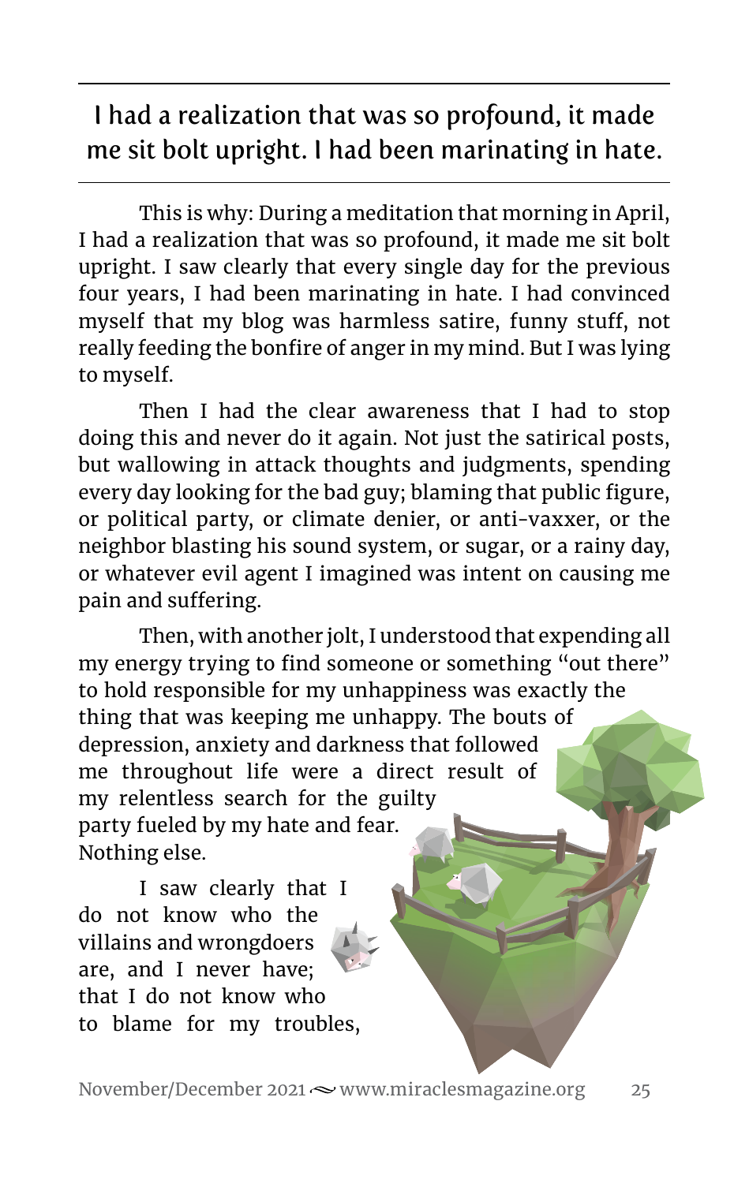> I had a realization that was so profound, it made me sit bolt upright. I had been marinating in hate.

This is why: During a meditation that morning in April, I had a realization that was so profound, it made me sit bolt upright. I saw clearly that every single day for the previous four years, I had been marinating in hate. I had convinced myself that my blog was harmless satire, funny stuff, not really feeding the bonfire of anger in my mind. But I was lying to myself.

Then I had the clear awareness that I had to stop doing this and never do it again. Not just the satirical posts, but wallowing in attack thoughts and judgments, spending every day looking for the bad guy; blaming that public figure, or political party, or climate denier, or anti-vaxxer, or the neighbor blasting his sound system, or sugar, or a rainy day, or whatever evil agent I imagined was intent on causing me pain and suffering.

Then, with another jolt, I understood that expending all my energy trying to find someone or something "out there" to hold responsible for my unhappiness was exactly the thing that was keeping me unhappy. The bouts of depression, anxiety and darkness that followed me throughout life were a direct result of my relentless search for the guilty party fueled by my hate and fear. Nothing else.

I saw clearly that I do not know who the villains and wrongdoers are, and I never have; that I do not know who to blame for my troubles,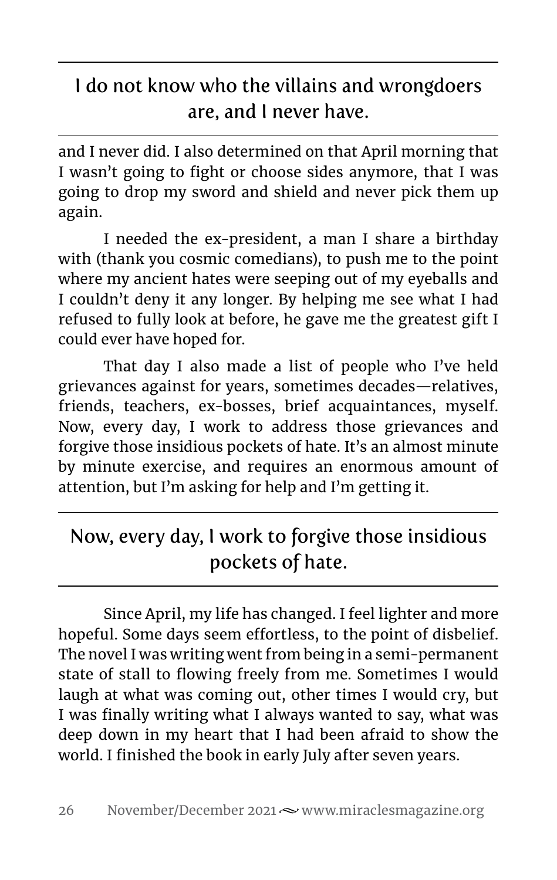> I do not know who the villains and wrongdoers are, and I never have.

and I never did. I also determined on that April morning that I wasn't going to fight or choose sides anymore, that I was going to drop my sword and shield and never pick them up again.

I needed the ex-president, a man I share a birthday with (thank you cosmic comedians), to push me to the point where my ancient hates were seeping out of my eyeballs and I couldn't deny it any longer. By helping me see what I had refused to fully look at before, he gave me the greatest gift I could ever have hoped for.

That day I also made a list of people who I've held grievances against for years, sometimes decades—relatives, friends, teachers, ex-bosses, brief acquaintances, myself. Now, every day, I work to address those grievances and forgive those insidious pockets of hate. It's an almost minute by minute exercise, and requires an enormous amount of attention, but I'm asking for help and I'm getting it.

> Now, every day, I work to forgive those insidious pockets of hate.

Since April, my life has changed. I feel lighter and more hopeful. Some days seem effortless, to the point of disbelief. The novel I was writing went from being in a semi-permanent state of stall to flowing freely from me. Sometimes I would laugh at what was coming out, other times I would cry, but I was finally writing what I always wanted to say, what was deep down in my heart that I had been afraid to show the world. I finished the book in early July after seven years.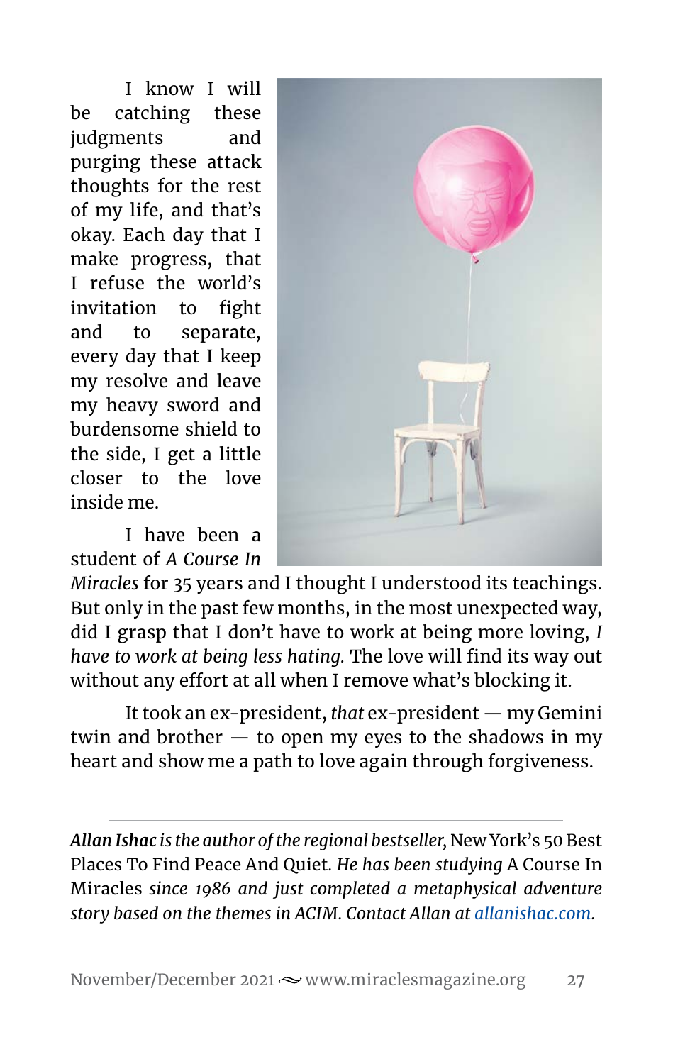I know I will be catching these judgments and purging these attack thoughts for the rest of my life, and that's okay. Each day that I make progress, that I refuse the world's invitation to fight and to separate, every day that I keep my resolve and leave my heavy sword and burdensome shield to the side, I get a little closer to the love inside me.

I have been a student of *A Course In Miracles* for 35 years and I thought I understood its teachings. But only in the past few months, in the most unexpected way, did I grasp that I don't have to work at being more loving, *I have to work at being less hating.* The love will find its way out without any effort at all when I remove what's blocking it.

It took an ex-president, *that* ex-president — my Gemini twin and brother — to open my eyes to the shadows in my heart and show me a path to love again through forgiveness.

---

***Allan Ishac** is the author of the regional bestseller,* New York's 50 Best Places To Find Peace And Quiet. *He has been studying* A Course In Miracles *since 1986 and just completed a metaphysical adventure story based on the themes in ACIM. Contact Allan at allanishac.com.*